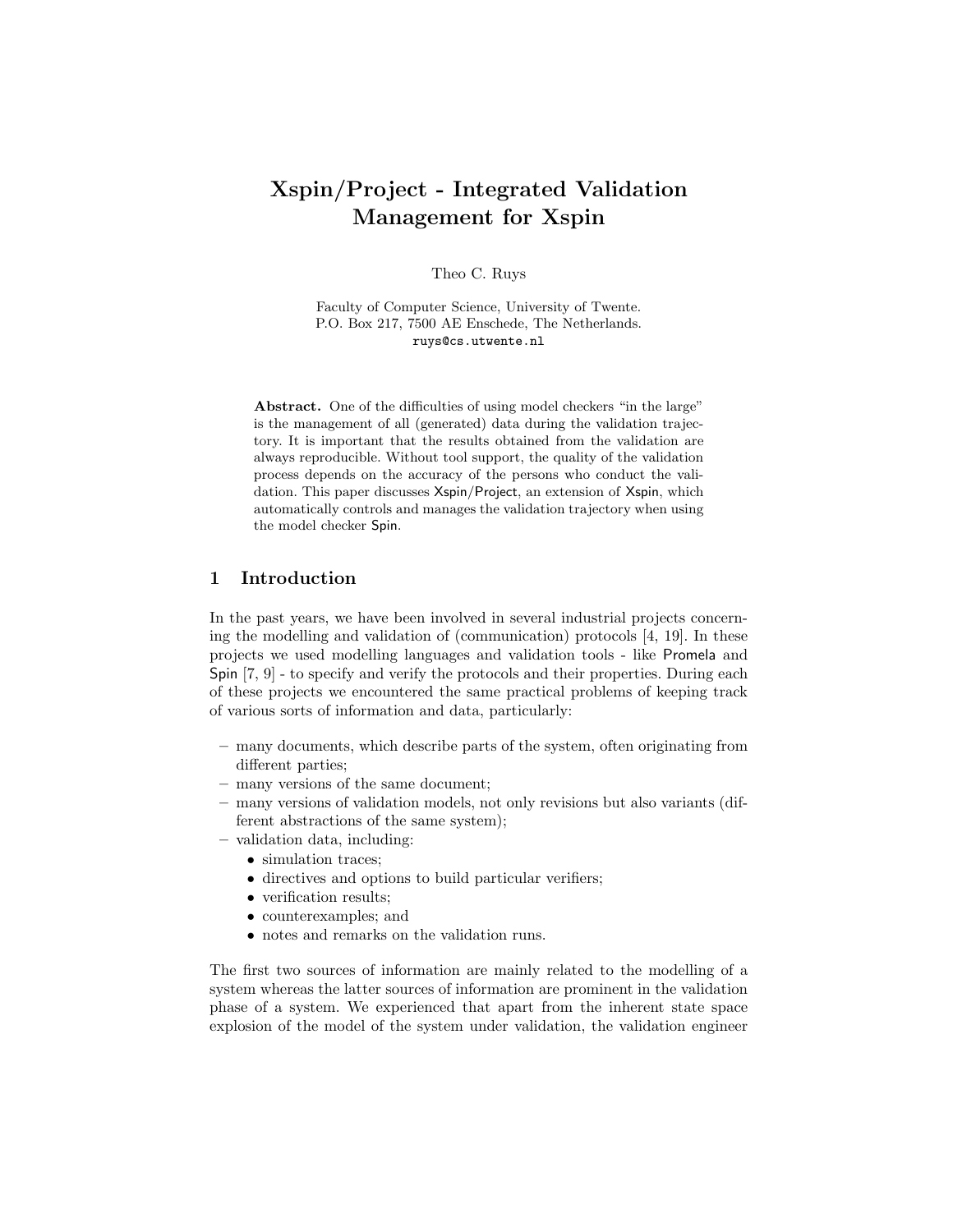# Xspin/Project - Integrated Validation Management for Xspin

Theo C. Ruys

Faculty of Computer Science, University of Twente.
P.O. Box 217, 7500 AE Enschede, The Netherlands.
ruys@cs.utwente.nl

**Abstract.** One of the difficulties of using model checkers "in the large" is the management of all (generated) data during the validation trajectory. It is important that the results obtained from the validation are always reproducible. Without tool support, the quality of the validation process depends on the accuracy of the persons who conduct the validation. This paper discusses Xspin/Project, an extension of Xspin, which automatically controls and manages the validation trajectory when using the model checker Spin.

## 1 Introduction

In the past years, we have been involved in several industrial projects concerning the modelling and validation of (communication) protocols [4, 19]. In these projects we used modelling languages and validation tools - like Promela and Spin [7, 9] - to specify and verify the protocols and their properties. During each of these projects we encountered the same practical problems of keeping track of various sorts of information and data, particularly:

- many documents, which describe parts of the system, often originating from different parties;
- many versions of the same document;
- many versions of validation models, not only revisions but also variants (different abstractions of the same system);
- validation data, including:
  - simulation traces;
  - directives and options to build particular verifiers;
  - verification results;
  - counterexamples; and
  - notes and remarks on the validation runs.

The first two sources of information are mainly related to the modelling of a system whereas the latter sources of information are prominent in the validation phase of a system. We experienced that apart from the inherent state space explosion of the model of the system under validation, the validation engineer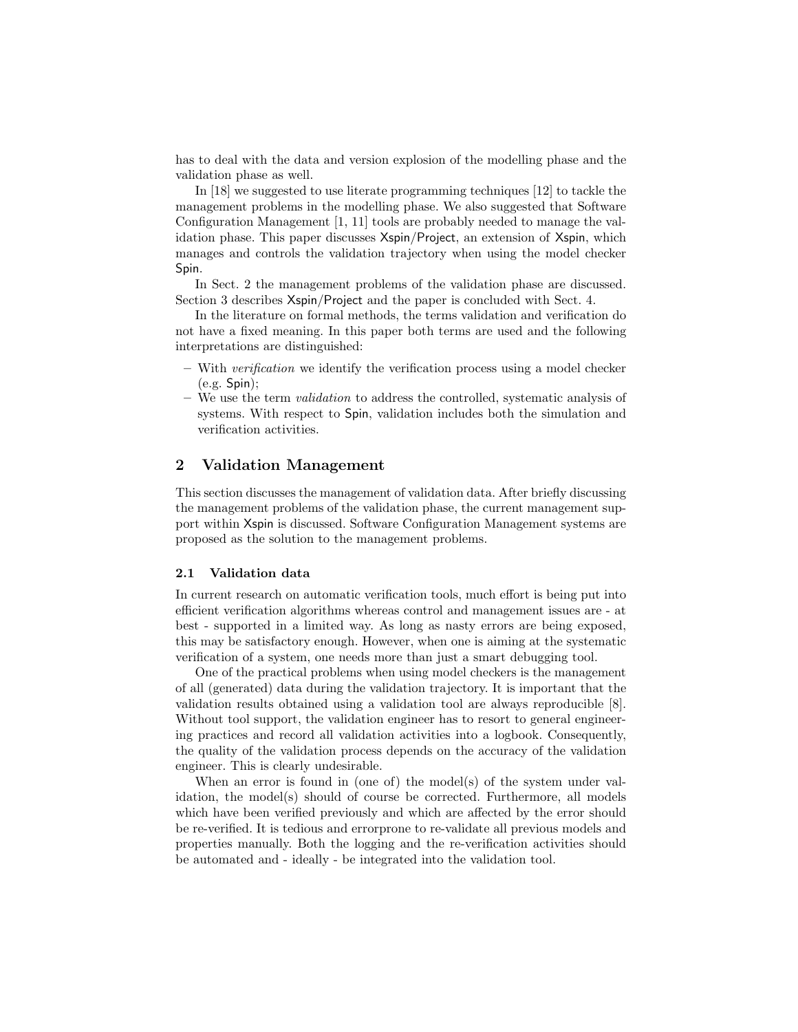has to deal with the data and version explosion of the modelling phase and the validation phase as well.

In [18] we suggested to use literate programming techniques [12] to tackle the management problems in the modelling phase. We also suggested that Software Configuration Management [1, 11] tools are probably needed to manage the validation phase. This paper discusses Xspin/Project, an extension of Xspin, which manages and controls the validation trajectory when using the model checker Spin.

In Sect. 2 the management problems of the validation phase are discussed. Section 3 describes Xspin/Project and the paper is concluded with Sect. 4.

In the literature on formal methods, the terms validation and verification do not have a fixed meaning. In this paper both terms are used and the following interpretations are distinguished:

- With *verification* we identify the verification process using a model checker (e.g. Spin);
- We use the term *validation* to address the controlled, systematic analysis of systems. With respect to Spin, validation includes both the simulation and verification activities.

## 2 Validation Management

This section discusses the management of validation data. After briefly discussing the management problems of the validation phase, the current management support within Xspin is discussed. Software Configuration Management systems are proposed as the solution to the management problems.

### 2.1 Validation data

In current research on automatic verification tools, much effort is being put into efficient verification algorithms whereas control and management issues are - at best - supported in a limited way. As long as nasty errors are being exposed, this may be satisfactory enough. However, when one is aiming at the systematic verification of a system, one needs more than just a smart debugging tool.

One of the practical problems when using model checkers is the management of all (generated) data during the validation trajectory. It is important that the validation results obtained using a validation tool are always reproducible [8]. Without tool support, the validation engineer has to resort to general engineering practices and record all validation activities into a logbook. Consequently, the quality of the validation process depends on the accuracy of the validation engineer. This is clearly undesirable.

When an error is found in (one of) the model(s) of the system under validation, the model(s) should of course be corrected. Furthermore, all models which have been verified previously and which are affected by the error should be re-verified. It is tedious and errorprone to re-validate all previous models and properties manually. Both the logging and the re-verification activities should be automated and - ideally - be integrated into the validation tool.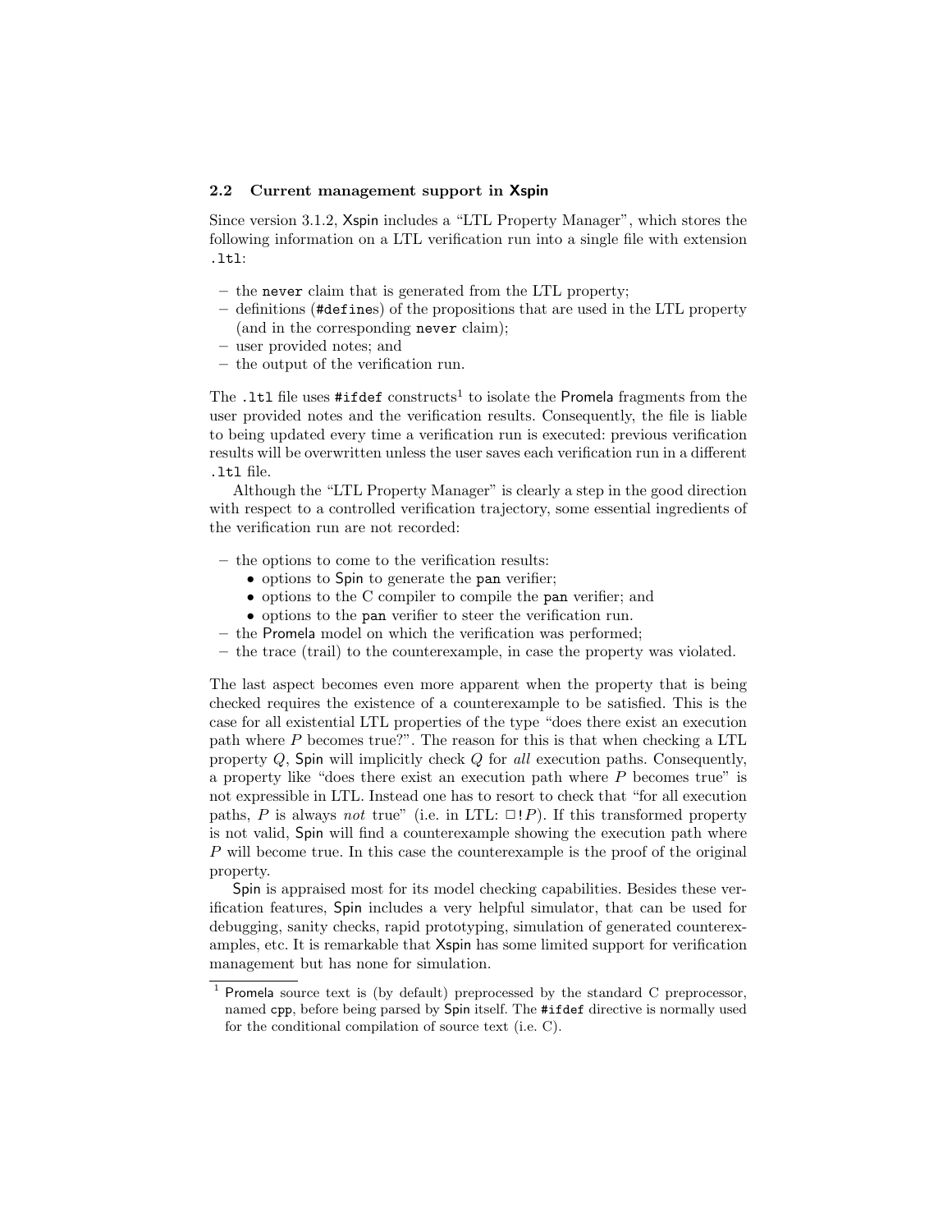### 2.2 Current management support in Xspin

Since version 3.1.2, Xspin includes a "LTL Property Manager", which stores the following information on a LTL verification run into a single file with extension `.ltl`:

- the `never` claim that is generated from the LTL property;
- definitions (`#define`s) of the propositions that are used in the LTL property (and in the corresponding `never` claim);
- user provided notes; and
- the output of the verification run.

The `.ltl` file uses `#ifdef` constructs[1] to isolate the Promela fragments from the user provided notes and the verification results. Consequently, the file is liable to being updated every time a verification run is executed: previous verification results will be overwritten unless the user saves each verification run in a different `.ltl` file.

Although the "LTL Property Manager" is clearly a step in the good direction with respect to a controlled verification trajectory, some essential ingredients of the verification run are not recorded:

- the options to come to the verification results:
  - options to Spin to generate the `pan` verifier;
  - options to the C compiler to compile the `pan` verifier; and
  - options to the `pan` verifier to steer the verification run.
- the Promela model on which the verification was performed;
- the trace (trail) to the counterexample, in case the property was violated.

The last aspect becomes even more apparent when the property that is being checked requires the existence of a counterexample to be satisfied. This is the case for all existential LTL properties of the type "does there exist an execution path where $P$ becomes true?". The reason for this is that when checking a LTL property $Q$, Spin will implicitly check $Q$ for *all* execution paths. Consequently, a property like "does there exist an execution path where $P$ becomes true" is not expressible in LTL. Instead one has to resort to check that "for all execution paths, $P$ is always *not* true" (i.e. in LTL: $\Box ! P$). If this transformed property is not valid, Spin will find a counterexample showing the execution path where $P$ will become true. In this case the counterexample is the proof of the original property.

Spin is appraised most for its model checking capabilities. Besides these verification features, Spin includes a very helpful simulator, that can be used for debugging, sanity checks, rapid prototyping, simulation of generated counterexamples, etc. It is remarkable that Xspin has some limited support for verification management but has none for simulation.

[1] Promela source text is (by default) preprocessed by the standard C preprocessor, named `cpp`, before being parsed by Spin itself. The `#ifdef` directive is normally used for the conditional compilation of source text (i.e. C).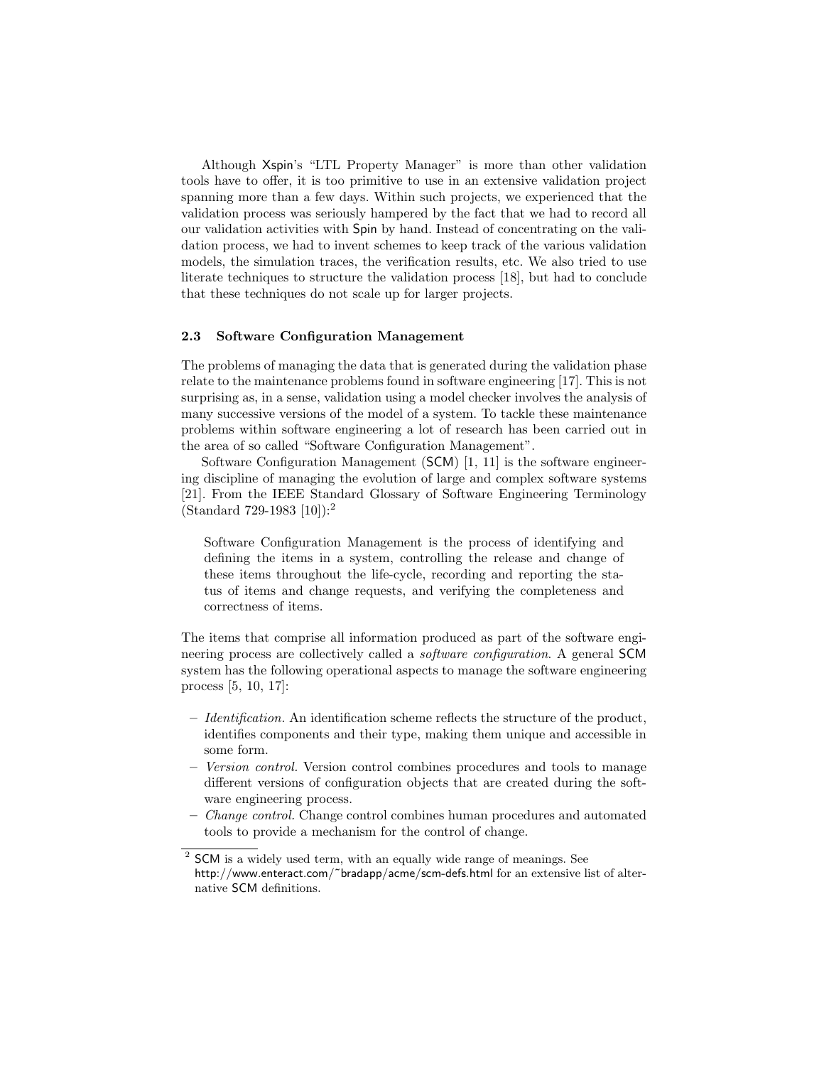Although Xspin's "LTL Property Manager" is more than other validation tools have to offer, it is too primitive to use in an extensive validation project spanning more than a few days. Within such projects, we experienced that the validation process was seriously hampered by the fact that we had to record all our validation activities with Spin by hand. Instead of concentrating on the validation process, we had to invent schemes to keep track of the various validation models, the simulation traces, the verification results, etc. We also tried to use literate techniques to structure the validation process [18], but had to conclude that these techniques do not scale up for larger projects.

### 2.3 Software Configuration Management

The problems of managing the data that is generated during the validation phase relate to the maintenance problems found in software engineering [17]. This is not surprising as, in a sense, validation using a model checker involves the analysis of many successive versions of the model of a system. To tackle these maintenance problems within software engineering a lot of research has been carried out in the area of so called "Software Configuration Management".

Software Configuration Management (SCM) [1, 11] is the software engineering discipline of managing the evolution of large and complex software systems [21]. From the IEEE Standard Glossary of Software Engineering Terminology (Standard 729-1983 [10]):[2]

> Software Configuration Management is the process of identifying and defining the items in a system, controlling the release and change of these items throughout the life-cycle, recording and reporting the status of items and change requests, and verifying the completeness and correctness of items.

The items that comprise all information produced as part of the software engineering process are collectively called a *software configuration*. A general SCM system has the following operational aspects to manage the software engineering process [5, 10, 17]:

- *Identification.* An identification scheme reflects the structure of the product, identifies components and their type, making them unique and accessible in some form.
- *Version control.* Version control combines procedures and tools to manage different versions of configuration objects that are created during the software engineering process.
- *Change control.* Change control combines human procedures and automated tools to provide a mechanism for the control of change.

[2] SCM is a widely used term, with an equally wide range of meanings. See http://www.enteract.com/~bradapp/acme/scm-defs.html for an extensive list of alternative SCM definitions.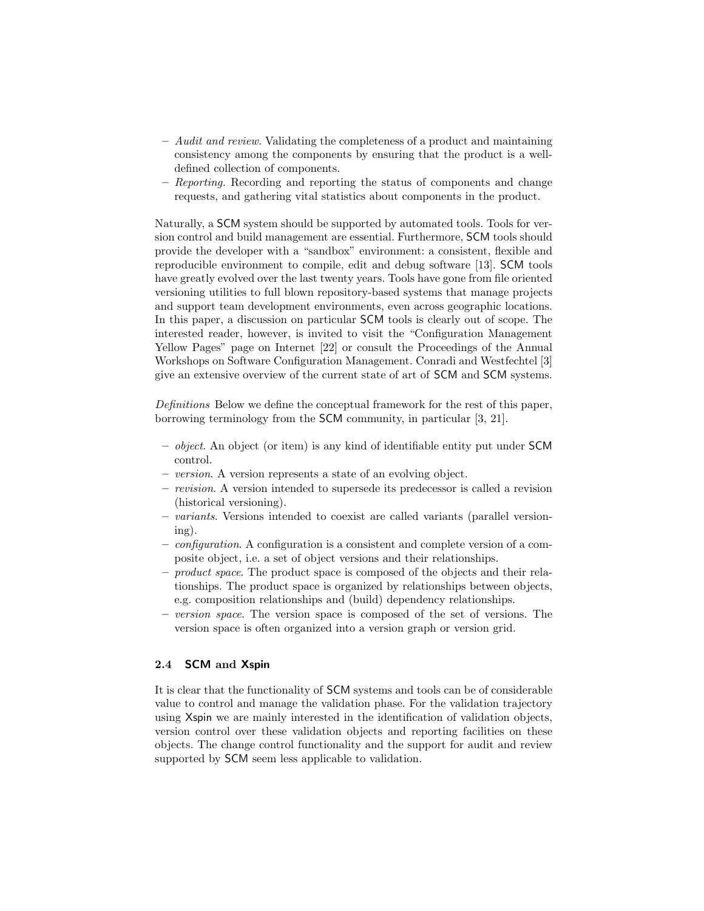- *Audit and review.* Validating the completeness of a product and maintaining consistency among the components by ensuring that the product is a well-defined collection of components.
- *Reporting.* Recording and reporting the status of components and change requests, and gathering vital statistics about components in the product.

Naturally, a SCM system should be supported by automated tools. Tools for version control and build management are essential. Furthermore, SCM tools should provide the developer with a "sandbox" environment: a consistent, flexible and reproducible environment to compile, edit and debug software [13]. SCM tools have greatly evolved over the last twenty years. Tools have gone from file oriented versioning utilities to full blown repository-based systems that manage projects and support team development environments, even across geographic locations. In this paper, a discussion on particular SCM tools is clearly out of scope. The interested reader, however, is invited to visit the "Configuration Management Yellow Pages" page on Internet [22] or consult the Proceedings of the Annual Workshops on Software Configuration Management. Conradi and Westfechtel [3] give an extensive overview of the current state of art of SCM and SCM systems.

*Definitions* Below we define the conceptual framework for the rest of this paper, borrowing terminology from the SCM community, in particular [3, 21].

- *object*. An object (or item) is any kind of identifiable entity put under SCM control.
- *version*. A version represents a state of an evolving object.
- *revision*. A version intended to supersede its predecessor is called a revision (historical versioning).
- *variants*. Versions intended to coexist are called variants (parallel versioning).
- *configuration*. A configuration is a consistent and complete version of a composite object, i.e. a set of object versions and their relationships.
- *product space*. The product space is composed of the objects and their relationships. The product space is organized by relationships between objects, e.g. composition relationships and (build) dependency relationships.
- *version space*. The version space is composed of the set of versions. The version space is often organized into a version graph or version grid.

### 2.4 SCM and Xspin

It is clear that the functionality of SCM systems and tools can be of considerable value to control and manage the validation phase. For the validation trajectory using Xspin we are mainly interested in the identification of validation objects, version control over these validation objects and reporting facilities on these objects. The change control functionality and the support for audit and review supported by SCM seem less applicable to validation.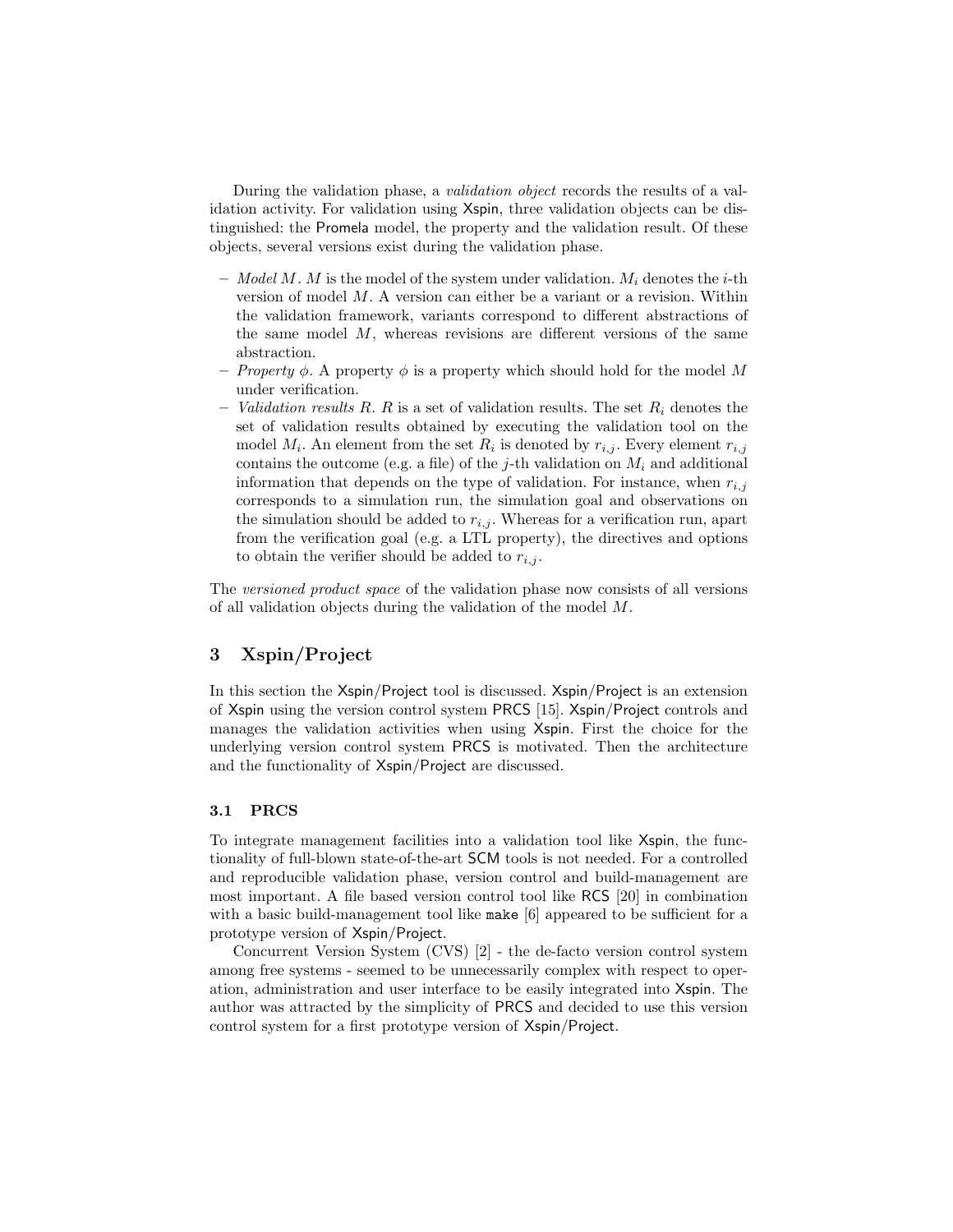During the validation phase, a *validation object* records the results of a validation activity. For validation using Xspin, three validation objects can be distinguished: the Promela model, the property and the validation result. Of these objects, several versions exist during the validation phase.

- *Model $M$.* $M$ is the model of the system under validation. $M_i$ denotes the $i$-th version of model $M$. A version can either be a variant or a revision. Within the validation framework, variants correspond to different abstractions of the same model $M$, whereas revisions are different versions of the same abstraction.
- *Property $\phi$.* A property $\phi$ is a property which should hold for the model $M$ under verification.
- *Validation results $R$.* $R$ is a set of validation results. The set $R_i$ denotes the set of validation results obtained by executing the validation tool on the model $M_i$. An element from the set $R_i$ is denoted by $r_{i,j}$. Every element $r_{i,j}$ contains the outcome (e.g. a file) of the $j$-th validation on $M_i$ and additional information that depends on the type of validation. For instance, when $r_{i,j}$ corresponds to a simulation run, the simulation goal and observations on the simulation should be added to $r_{i,j}$. Whereas for a verification run, apart from the verification goal (e.g. a LTL property), the directives and options to obtain the verifier should be added to $r_{i,j}$.

The *versioned product space* of the validation phase now consists of all versions of all validation objects during the validation of the model $M$.

## 3 Xspin/Project

In this section the Xspin/Project tool is discussed. Xspin/Project is an extension of Xspin using the version control system PRCS [15]. Xspin/Project controls and manages the validation activities when using Xspin. First the choice for the underlying version control system PRCS is motivated. Then the architecture and the functionality of Xspin/Project are discussed.

### 3.1 PRCS

To integrate management facilities into a validation tool like Xspin, the functionality of full-blown state-of-the-art SCM tools is not needed. For a controlled and reproducible validation phase, version control and build-management are most important. A file based version control tool like RCS [20] in combination with a basic build-management tool like `make` [6] appeared to be sufficient for a prototype version of Xspin/Project.

Concurrent Version System (CVS) [2] - the de-facto version control system among free systems - seemed to be unnecessarily complex with respect to operation, administration and user interface to be easily integrated into Xspin. The author was attracted by the simplicity of PRCS and decided to use this version control system for a first prototype version of Xspin/Project.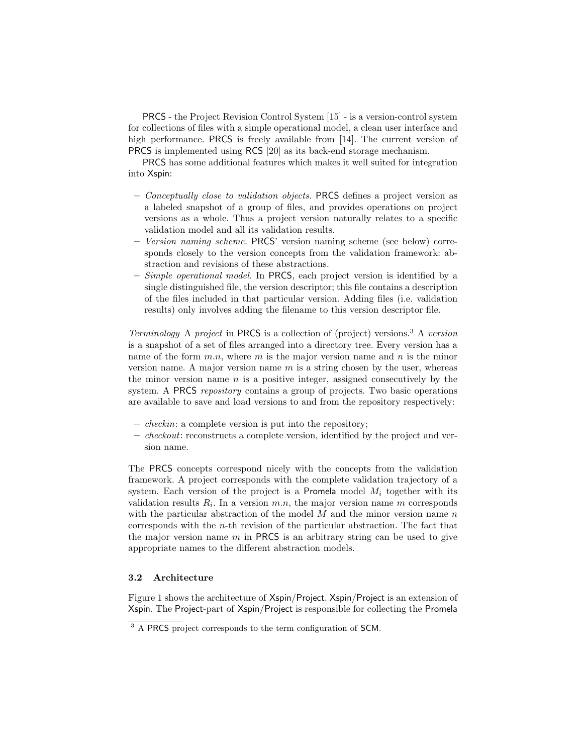PRCS - the Project Revision Control System [15] - is a version-control system for collections of files with a simple operational model, a clean user interface and high performance. PRCS is freely available from [14]. The current version of PRCS is implemented using RCS [20] as its back-end storage mechanism.

PRCS has some additional features which makes it well suited for integration into Xspin:

- *Conceptually close to validation objects.* PRCS defines a project version as a labeled snapshot of a group of files, and provides operations on project versions as a whole. Thus a project version naturally relates to a specific validation model and all its validation results.
- *Version naming scheme.* PRCS' version naming scheme (see below) corresponds closely to the version concepts from the validation framework: abstraction and revisions of these abstractions.
- *Simple operational model.* In PRCS, each project version is identified by a single distinguished file, the version descriptor; this file contains a description of the files included in that particular version. Adding files (i.e. validation results) only involves adding the filename to this version descriptor file.

*Terminology* A *project* in PRCS is a collection of (project) versions.[3] A *version* is a snapshot of a set of files arranged into a directory tree. Every version has a name of the form $m.n$, where $m$ is the major version name and $n$ is the minor version name. A major version name $m$ is a string chosen by the user, whereas the minor version name $n$ is a positive integer, assigned consecutively by the system. A PRCS *repository* contains a group of projects. Two basic operations are available to save and load versions to and from the repository respectively:

- *checkin*: a complete version is put into the repository;
- *checkout*: reconstructs a complete version, identified by the project and version name.

The PRCS concepts correspond nicely with the concepts from the validation framework. A project corresponds with the complete validation trajectory of a system. Each version of the project is a Promela model $M_i$ together with its validation results $R_i$. In a version $m.n$, the major version name $m$ corresponds with the particular abstraction of the model $M$ and the minor version name $n$ corresponds with the $n$-th revision of the particular abstraction. The fact that the major version name $m$ in PRCS is an arbitrary string can be used to give appropriate names to the different abstraction models.

### 3.2 Architecture

Figure 1 shows the architecture of Xspin/Project. Xspin/Project is an extension of Xspin. The Project-part of Xspin/Project is responsible for collecting the Promela

[3] A PRCS project corresponds to the term configuration of SCM.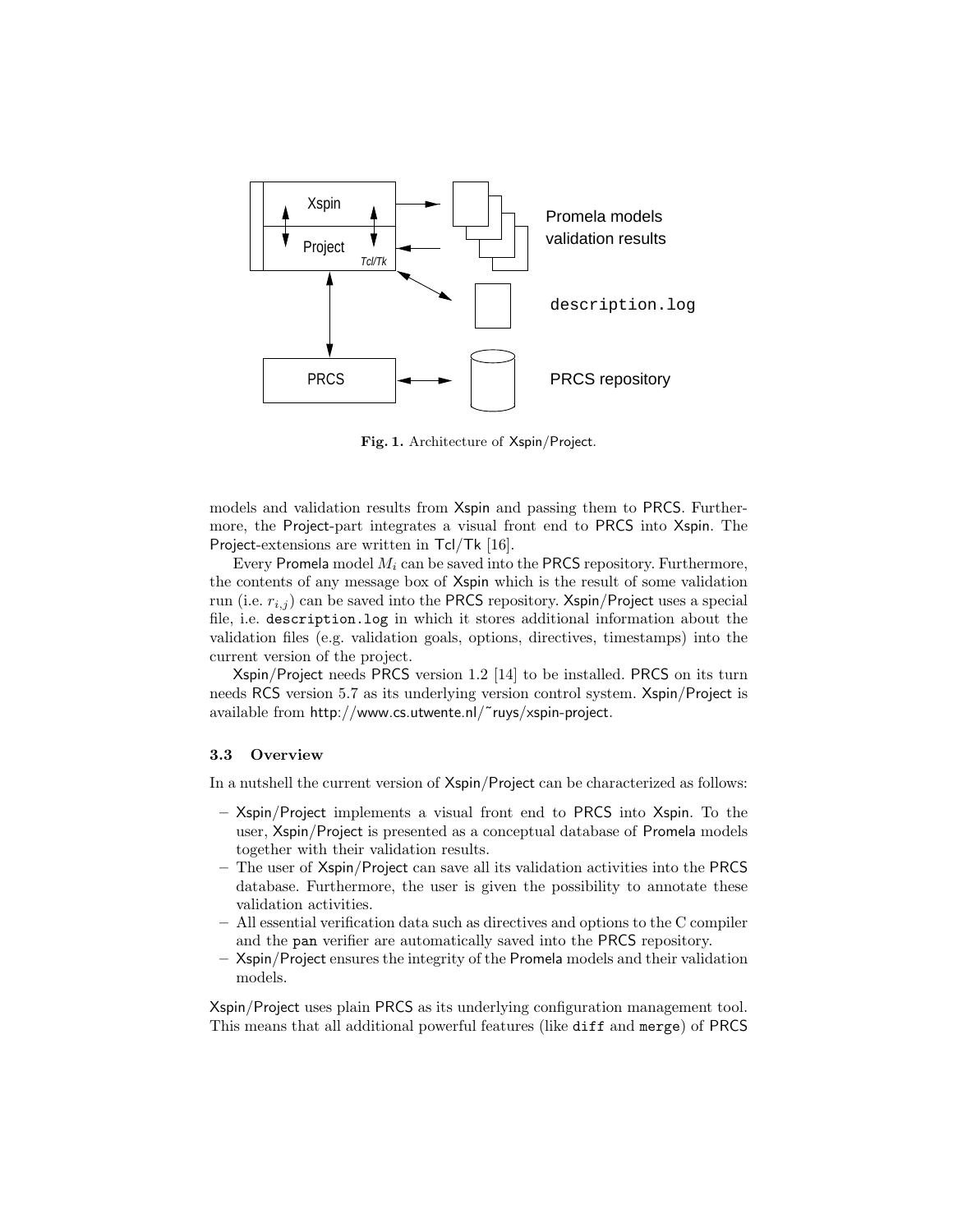Xspin

Project

Tcl/Tk

Promela models
validation results

description.log

PRCS

PRCS repository

**Fig. 1.** Architecture of Xspin/Project.

models and validation results from Xspin and passing them to PRCS. Furthermore, the Project-part integrates a visual front end to PRCS into Xspin. The Project-extensions are written in Tcl/Tk [16].

Every Promela model $M_i$ can be saved into the PRCS repository. Furthermore, the contents of any message box of Xspin which is the result of some validation run (i.e. $r_{i,j}$) can be saved into the PRCS repository. Xspin/Project uses a special file, i.e. `description.log` in which it stores additional information about the validation files (e.g. validation goals, options, directives, timestamps) into the current version of the project.

Xspin/Project needs PRCS version 1.2 [14] to be installed. PRCS on its turn needs RCS version 5.7 as its underlying version control system. Xspin/Project is available from http://www.cs.utwente.nl/~ruys/xspin-project.

### 3.3 Overview

In a nutshell the current version of Xspin/Project can be characterized as follows:

- Xspin/Project implements a visual front end to PRCS into Xspin. To the user, Xspin/Project is presented as a conceptual database of Promela models together with their validation results.
- The user of Xspin/Project can save all its validation activities into the PRCS database. Furthermore, the user is given the possibility to annotate these validation activities.
- All essential verification data such as directives and options to the C compiler and the `pan` verifier are automatically saved into the PRCS repository.
- Xspin/Project ensures the integrity of the Promela models and their validation models.

Xspin/Project uses plain PRCS as its underlying configuration management tool. This means that all additional powerful features (like `diff` and `merge`) of PRCS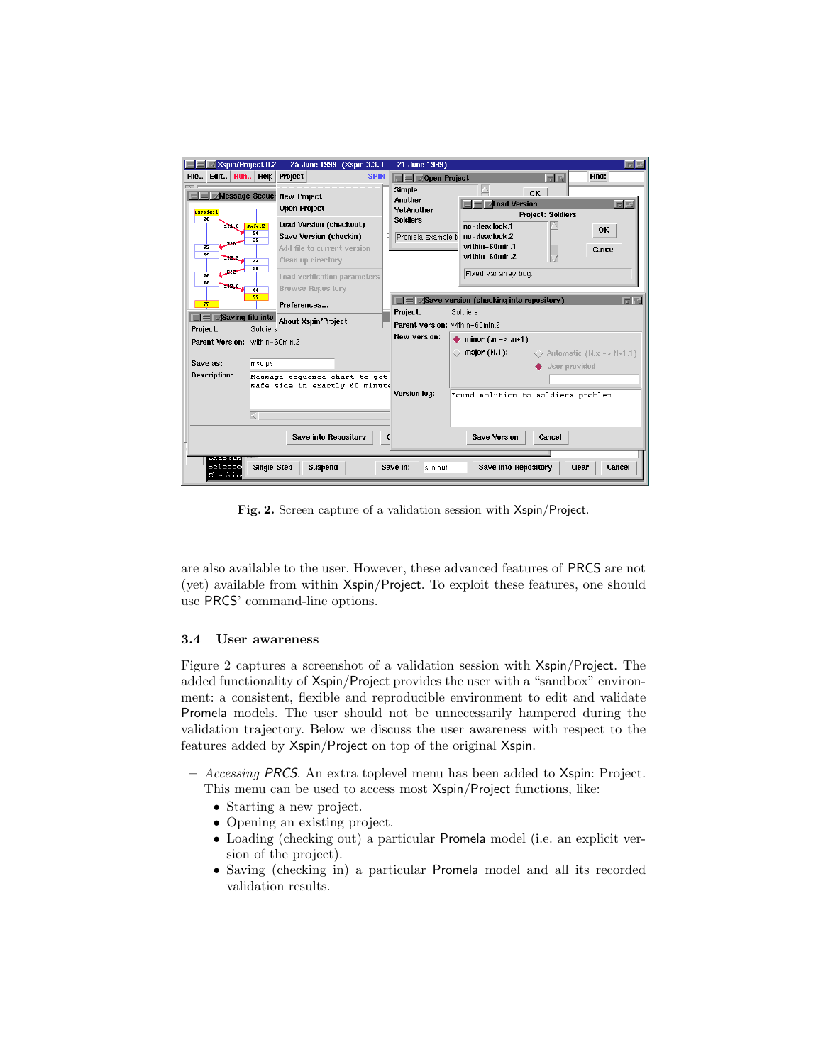Fig. 2. Screen capture of a validation session with Xspin/Project.

are also available to the user. However, these advanced features of PRCS are not (yet) available from within Xspin/Project. To exploit these features, one should use PRCS' command-line options.

### 3.4 User awareness

Figure 2 captures a screenshot of a validation session with Xspin/Project. The added functionality of Xspin/Project provides the user with a "sandbox" environment: a consistent, flexible and reproducible environment to edit and validate Promela models. The user should not be unnecessarily hampered during the validation trajectory. Below we discuss the user awareness with respect to the features added by Xspin/Project on top of the original Xspin.

- *Accessing PRCS*. An extra toplevel menu has been added to Xspin: Project. This menu can be used to access most Xspin/Project functions, like:
  - Starting a new project.
  - Opening an existing project.
  - Loading (checking out) a particular Promela model (i.e. an explicit version of the project).
  - Saving (checking in) a particular Promela model and all its recorded validation results.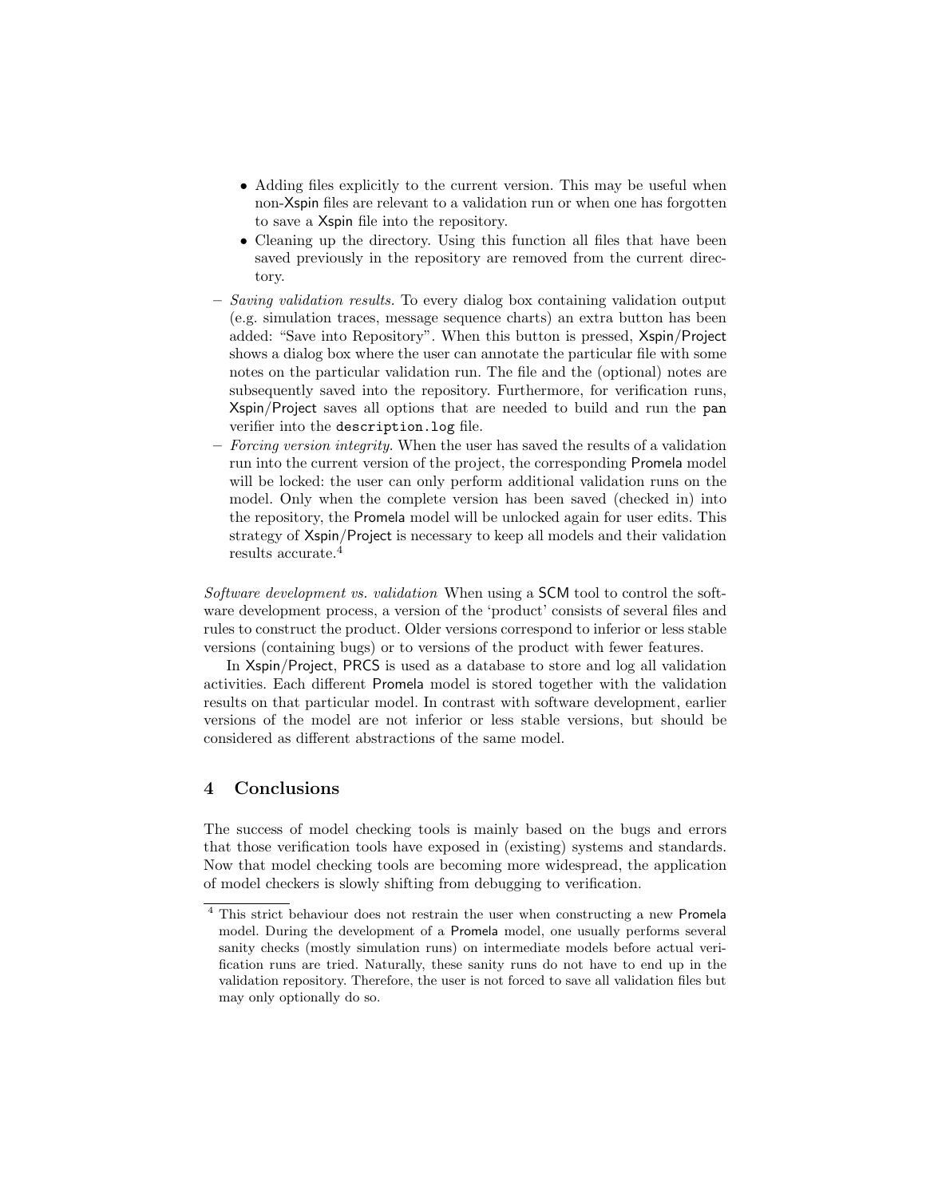- Adding files explicitly to the current version. This may be useful when non-Xspin files are relevant to a validation run or when one has forgotten to save a Xspin file into the repository.
  - Cleaning up the directory. Using this function all files that have been saved previously in the repository are removed from the current directory.
- *Saving validation results.* To every dialog box containing validation output (e.g. simulation traces, message sequence charts) an extra button has been added: "Save into Repository". When this button is pressed, Xspin/Project shows a dialog box where the user can annotate the particular file with some notes on the particular validation run. The file and the (optional) notes are subsequently saved into the repository. Furthermore, for verification runs, Xspin/Project saves all options that are needed to build and run the `pan` verifier into the `description.log` file.
- *Forcing version integrity.* When the user has saved the results of a validation run into the current version of the project, the corresponding Promela model will be locked: the user can only perform additional validation runs on the model. Only when the complete version has been saved (checked in) into the repository, the Promela model will be unlocked again for user edits. This strategy of Xspin/Project is necessary to keep all models and their validation results accurate.[4]

*Software development vs. validation* When using a SCM tool to control the software development process, a version of the 'product' consists of several files and rules to construct the product. Older versions correspond to inferior or less stable versions (containing bugs) or to versions of the product with fewer features.

In Xspin/Project, PRCS is used as a database to store and log all validation activities. Each different Promela model is stored together with the validation results on that particular model. In contrast with software development, earlier versions of the model are not inferior or less stable versions, but should be considered as different abstractions of the same model.

## 4 Conclusions

The success of model checking tools is mainly based on the bugs and errors that those verification tools have exposed in (existing) systems and standards. Now that model checking tools are becoming more widespread, the application of model checkers is slowly shifting from debugging to verification.

[4] This strict behaviour does not restrain the user when constructing a new Promela model. During the development of a Promela model, one usually performs several sanity checks (mostly simulation runs) on intermediate models before actual verification runs are tried. Naturally, these sanity runs do not have to end up in the validation repository. Therefore, the user is not forced to save all validation files but may only optionally do so.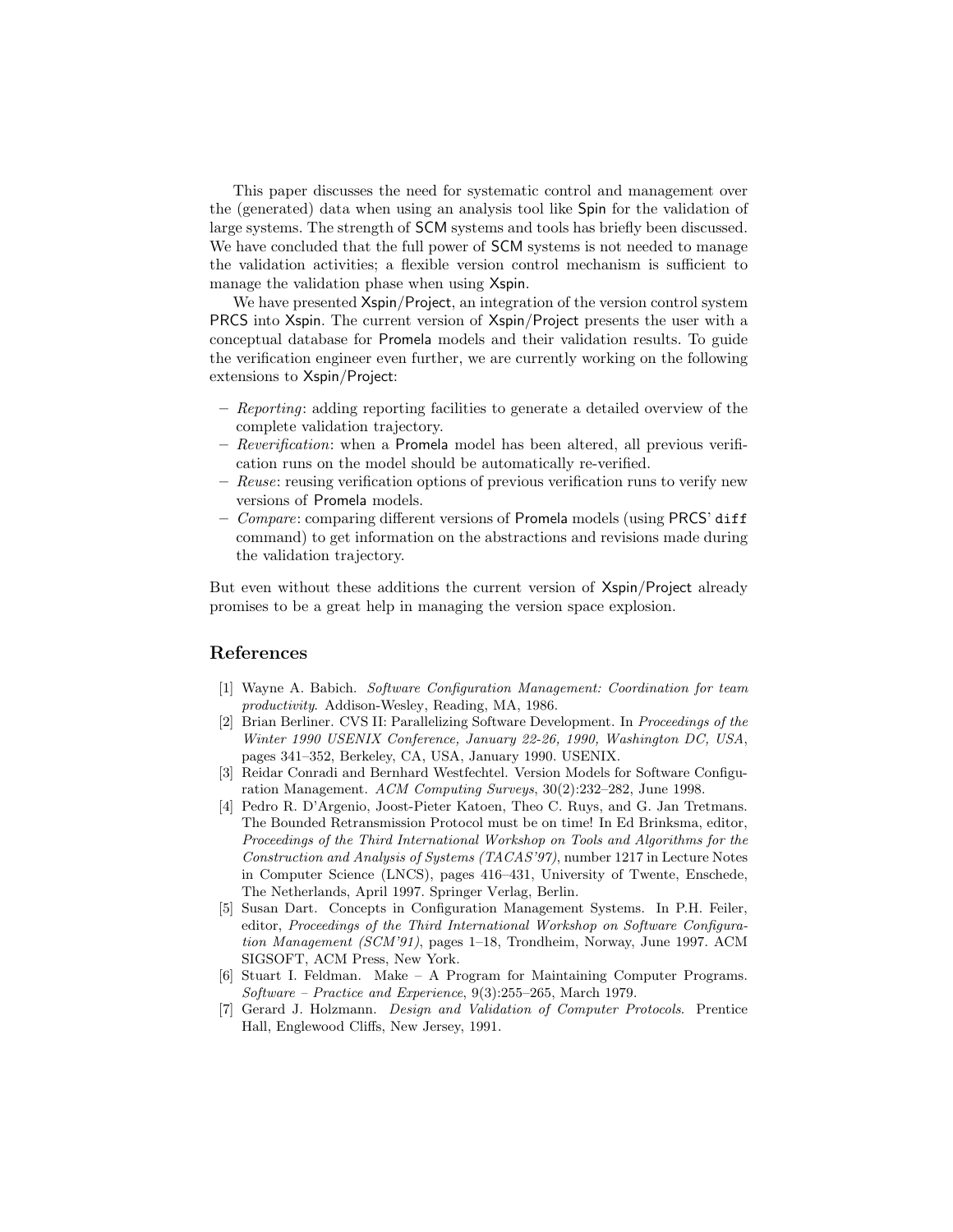This paper discusses the need for systematic control and management over the (generated) data when using an analysis tool like Spin for the validation of large systems. The strength of SCM systems and tools has briefly been discussed. We have concluded that the full power of SCM systems is not needed to manage the validation activities; a flexible version control mechanism is sufficient to manage the validation phase when using Xspin.

We have presented Xspin/Project, an integration of the version control system PRCS into Xspin. The current version of Xspin/Project presents the user with a conceptual database for Promela models and their validation results. To guide the verification engineer even further, we are currently working on the following extensions to Xspin/Project:

- *Reporting*: adding reporting facilities to generate a detailed overview of the complete validation trajectory.
- *Reverification*: when a Promela model has been altered, all previous verification runs on the model should be automatically re-verified.
- *Reuse*: reusing verification options of previous verification runs to verify new versions of Promela models.
- *Compare*: comparing different versions of Promela models (using PRCS' `diff` command) to get information on the abstractions and revisions made during the validation trajectory.

But even without these additions the current version of Xspin/Project already promises to be a great help in managing the version space explosion.

## References

[1] Wayne A. Babich. *Software Configuration Management: Coordination for team productivity*. Addison-Wesley, Reading, MA, 1986.

[2] Brian Berliner. CVS II: Parallelizing Software Development. In *Proceedings of the Winter 1990 USENIX Conference, January 22-26, 1990, Washington DC, USA*, pages 341–352, Berkeley, CA, USA, January 1990. USENIX.

[3] Reidar Conradi and Bernhard Westfechtel. Version Models for Software Configuration Management. *ACM Computing Surveys*, 30(2):232–282, June 1998.

[4] Pedro R. D'Argenio, Joost-Pieter Katoen, Theo C. Ruys, and G. Jan Tretmans. The Bounded Retransmission Protocol must be on time! In Ed Brinksma, editor, *Proceedings of the Third International Workshop on Tools and Algorithms for the Construction and Analysis of Systems (TACAS'97)*, number 1217 in Lecture Notes in Computer Science (LNCS), pages 416–431, University of Twente, Enschede, The Netherlands, April 1997. Springer Verlag, Berlin.

[5] Susan Dart. Concepts in Configuration Management Systems. In P.H. Feiler, editor, *Proceedings of the Third International Workshop on Software Configuration Management (SCM'91)*, pages 1–18, Trondheim, Norway, June 1997. ACM SIGSOFT, ACM Press, New York.

[6] Stuart I. Feldman. Make – A Program for Maintaining Computer Programs. *Software – Practice and Experience*, 9(3):255–265, March 1979.

[7] Gerard J. Holzmann. *Design and Validation of Computer Protocols*. Prentice Hall, Englewood Cliffs, New Jersey, 1991.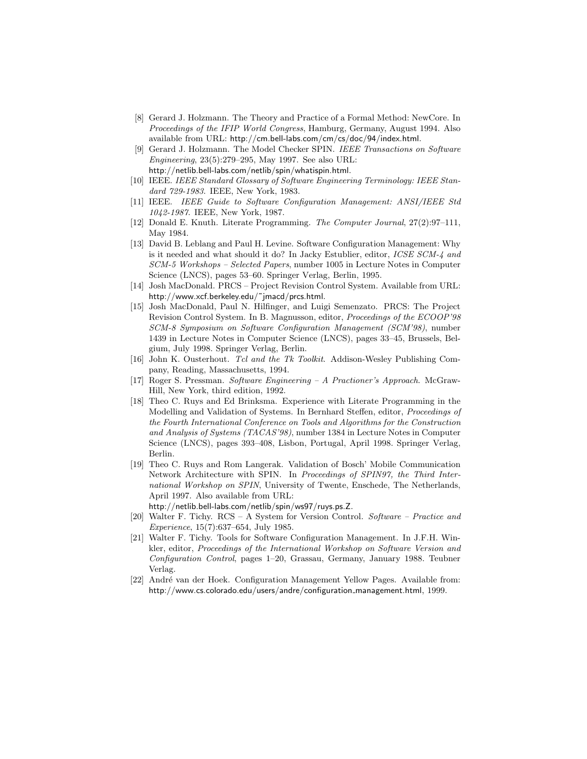[8] Gerard J. Holzmann. The Theory and Practice of a Formal Method: NewCore. In *Proceedings of the IFIP World Congress*, Hamburg, Germany, August 1994. Also available from URL: http://cm.bell-labs.com/cm/cs/doc/94/index.html.

[9] Gerard J. Holzmann. The Model Checker SPIN. *IEEE Transactions on Software Engineering*, 23(5):279–295, May 1997. See also URL: http://netlib.bell-labs.com/netlib/spin/whatispin.html.

[10] IEEE. *IEEE Standard Glossary of Software Engineering Terminology: IEEE Standard 729-1983*. IEEE, New York, 1983.

[11] IEEE. *IEEE Guide to Software Configuration Management: ANSI/IEEE Std 1042-1987*. IEEE, New York, 1987.

[12] Donald E. Knuth. Literate Programming. *The Computer Journal*, 27(2):97–111, May 1984.

[13] David B. Leblang and Paul H. Levine. Software Configuration Management: Why is it needed and what should it do? In Jacky Estublier, editor, *ICSE SCM-4 and SCM-5 Workshops – Selected Papers*, number 1005 in Lecture Notes in Computer Science (LNCS), pages 53–60. Springer Verlag, Berlin, 1995.

[14] Josh MacDonald. PRCS – Project Revision Control System. Available from URL: http://www.xcf.berkeley.edu/~jmacd/prcs.html.

[15] Josh MacDonald, Paul N. Hilfinger, and Luigi Semenzato. PRCS: The Project Revision Control System. In B. Magnusson, editor, *Proceedings of the ECOOP'98 SCM-8 Symposium on Software Configuration Management (SCM'98)*, number 1439 in Lecture Notes in Computer Science (LNCS), pages 33–45, Brussels, Belgium, July 1998. Springer Verlag, Berlin.

[16] John K. Ousterhout. *Tcl and the Tk Toolkit*. Addison-Wesley Publishing Company, Reading, Massachusetts, 1994.

[17] Roger S. Pressman. *Software Engineering – A Practioner's Approach*. McGraw-Hill, New York, third edition, 1992.

[18] Theo C. Ruys and Ed Brinksma. Experience with Literate Programming in the Modelling and Validation of Systems. In Bernhard Steffen, editor, *Proceedings of the Fourth International Conference on Tools and Algorithms for the Construction and Analysis of Systems (TACAS'98)*, number 1384 in Lecture Notes in Computer Science (LNCS), pages 393–408, Lisbon, Portugal, April 1998. Springer Verlag, Berlin.

[19] Theo C. Ruys and Rom Langerak. Validation of Bosch' Mobile Communication Network Architecture with SPIN. In *Proceedings of SPIN97, the Third International Workshop on SPIN*, University of Twente, Enschede, The Netherlands, April 1997. Also available from URL: http://netlib.bell-labs.com/netlib/spin/ws97/ruys.ps.Z.

[20] Walter F. Tichy. RCS – A System for Version Control. *Software – Practice and Experience*, 15(7):637–654, July 1985.

[21] Walter F. Tichy. Tools for Software Configuration Management. In J.F.H. Winkler, editor, *Proceedings of the International Workshop on Software Version and Configuration Control*, pages 1–20, Grassau, Germany, January 1988. Teubner Verlag.

[22] André van der Hoek. Configuration Management Yellow Pages. Available from: http://www.cs.colorado.edu/users/andre/configuration_management.html, 1999.